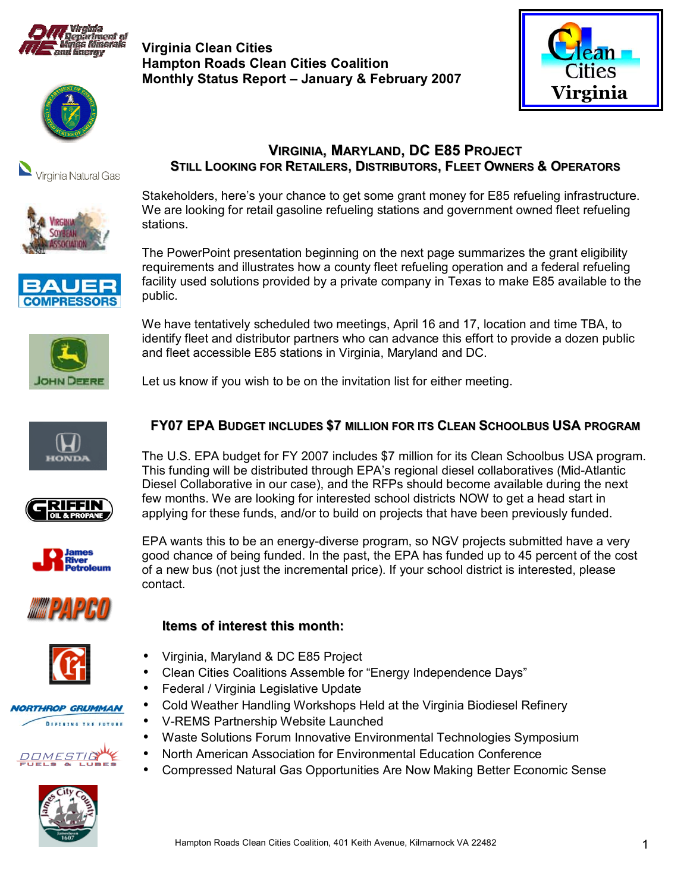**Virginia Clean Cities**
**Hampton Roads Clean Cities Coalition**
**Monthly Status Report – January & February 2007**

## VIRGINIA, MARYLAND, DC E85 PROJECT
## STILL LOOKING FOR RETAILERS, DISTRIBUTORS, FLEET OWNERS & OPERATORS

Stakeholders, here's your chance to get some grant money for E85 refueling infrastructure. We are looking for retail gasoline refueling stations and government owned fleet refueling stations.

The PowerPoint presentation beginning on the next page summarizes the grant eligibility requirements and illustrates how a county fleet refueling operation and a federal refueling facility used solutions provided by a private company in Texas to make E85 available to the public.

We have tentatively scheduled two meetings, April 16 and 17, location and time TBA, to identify fleet and distributor partners who can advance this effort to provide a dozen public and fleet accessible E85 stations in Virginia, Maryland and DC.

Let us know if you wish to be on the invitation list for either meeting.

## FY07 EPA BUDGET INCLUDES $7 MILLION FOR ITS CLEAN SCHOOLBUS USA PROGRAM

The U.S. EPA budget for FY 2007 includes $7 million for its Clean Schoolbus USA program. This funding will be distributed through EPA's regional diesel collaboratives (Mid-Atlantic Diesel Collaborative in our case), and the RFPs should become available during the next few months. We are looking for interested school districts NOW to get a head start in applying for these funds, and/or to build on projects that have been previously funded.

EPA wants this to be an energy-diverse program, so NGV projects submitted have a very good chance of being funded. In the past, the EPA has funded up to 45 percent of the cost of a new bus (not just the incremental price). If your school district is interested, please contact.

### Items of interest this month:

- Virginia, Maryland & DC E85 Project
- Clean Cities Coalitions Assemble for "Energy Independence Days"
- Federal / Virginia Legislative Update
- Cold Weather Handling Workshops Held at the Virginia Biodiesel Refinery
- V-REMS Partnership Website Launched
- Waste Solutions Forum Innovative Environmental Technologies Symposium
- North American Association for Environmental Education Conference
- Compressed Natural Gas Opportunities Are Now Making Better Economic Sense

Hampton Roads Clean Cities Coalition, 401 Keith Avenue, Kilmarnock VA 22482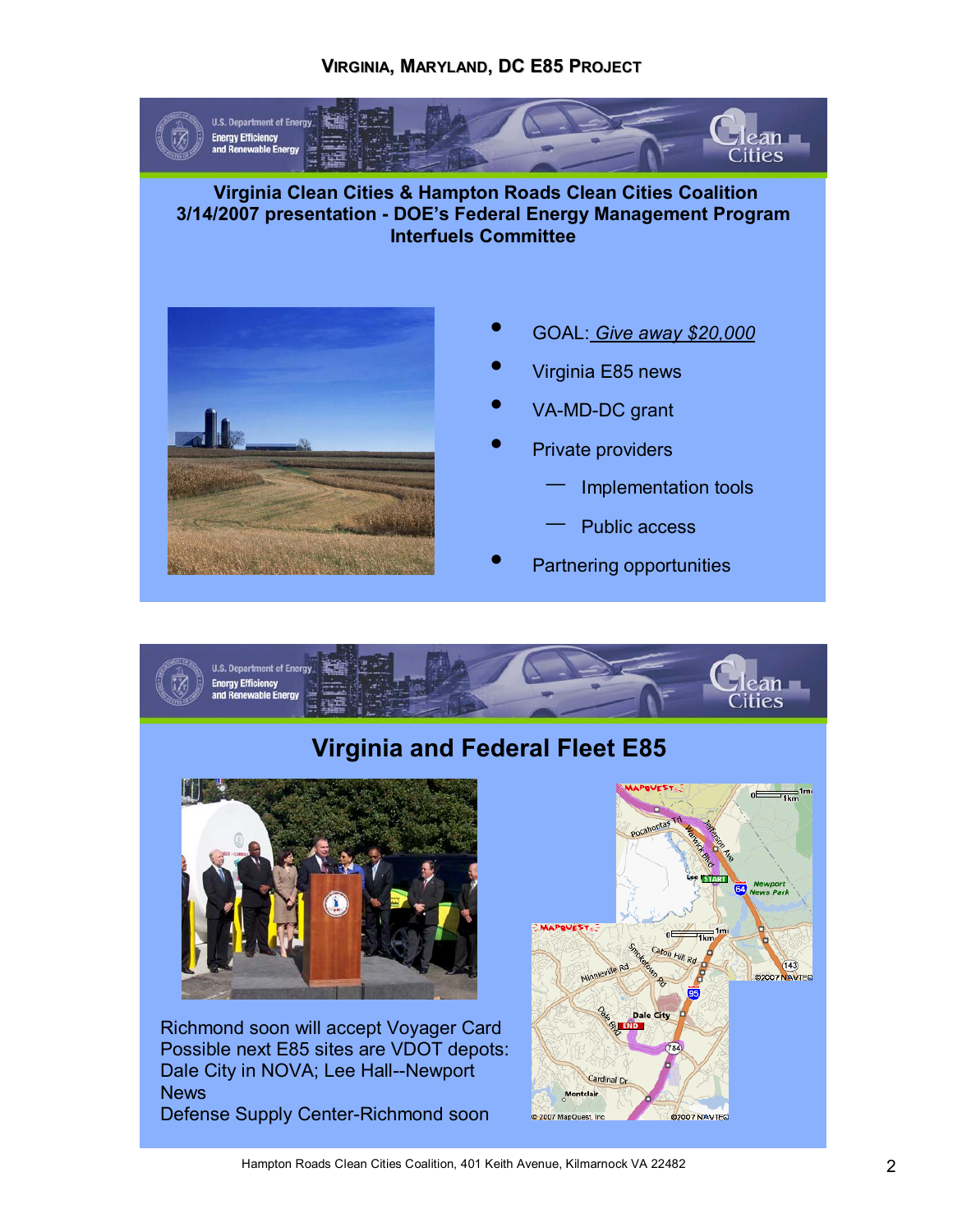## VIRGINIA, MARYLAND, DC E85 PROJECT

**Virginia Clean Cities & Hampton Roads Clean Cities Coalition**
**3/14/2007 presentation - DOE's Federal Energy Management Program Interfuels Committee**

- GOAL: *Give away $20,000*
- Virginia E85 news
- VA-MD-DC grant
- Private providers
  - Implementation tools
  - Public access
- Partnering opportunities

## Virginia and Federal Fleet E85

Richmond soon will accept Voyager Card
Possible next E85 sites are VDOT depots: Dale City in NOVA; Lee Hall--Newport News
Defense Supply Center-Richmond soon

Hampton Roads Clean Cities Coalition, 401 Keith Avenue, Kilmarnock VA 22482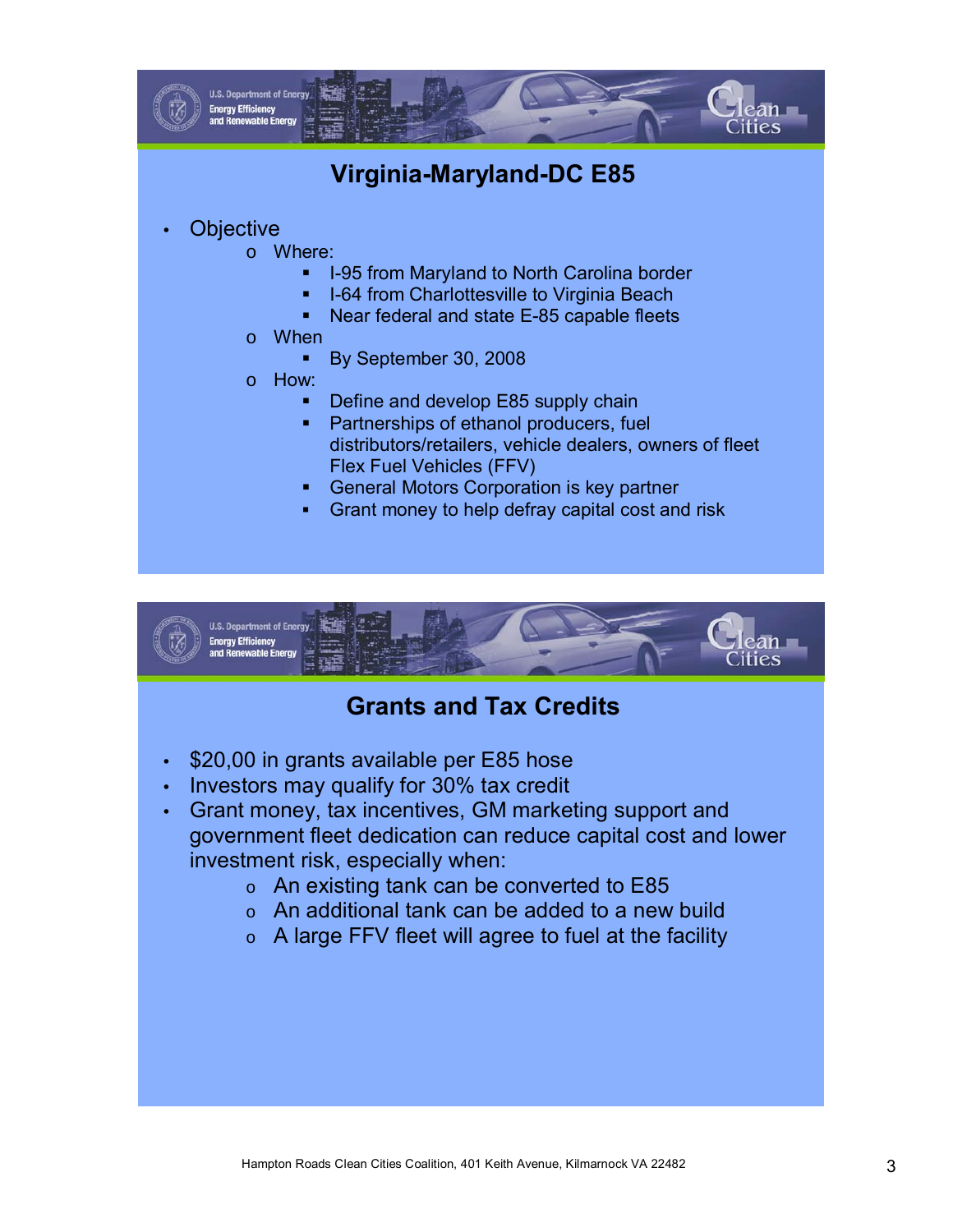## Virginia-Maryland-DC E85

- Objective
  - Where:
    - I-95 from Maryland to North Carolina border
    - I-64 from Charlottesville to Virginia Beach
    - Near federal and state E-85 capable fleets
  - When
    - By September 30, 2008
  - How:
    - Define and develop E85 supply chain
    - Partnerships of ethanol producers, fuel distributors/retailers, vehicle dealers, owners of fleet Flex Fuel Vehicles (FFV)
    - General Motors Corporation is key partner
    - Grant money to help defray capital cost and risk

## Grants and Tax Credits

- $20,00 in grants available per E85 hose
- Investors may qualify for 30% tax credit
- Grant money, tax incentives, GM marketing support and government fleet dedication can reduce capital cost and lower investment risk, especially when:
  - An existing tank can be converted to E85
  - An additional tank can be added to a new build
  - A large FFV fleet will agree to fuel at the facility

Hampton Roads Clean Cities Coalition, 401 Keith Avenue, Kilmarnock VA 22482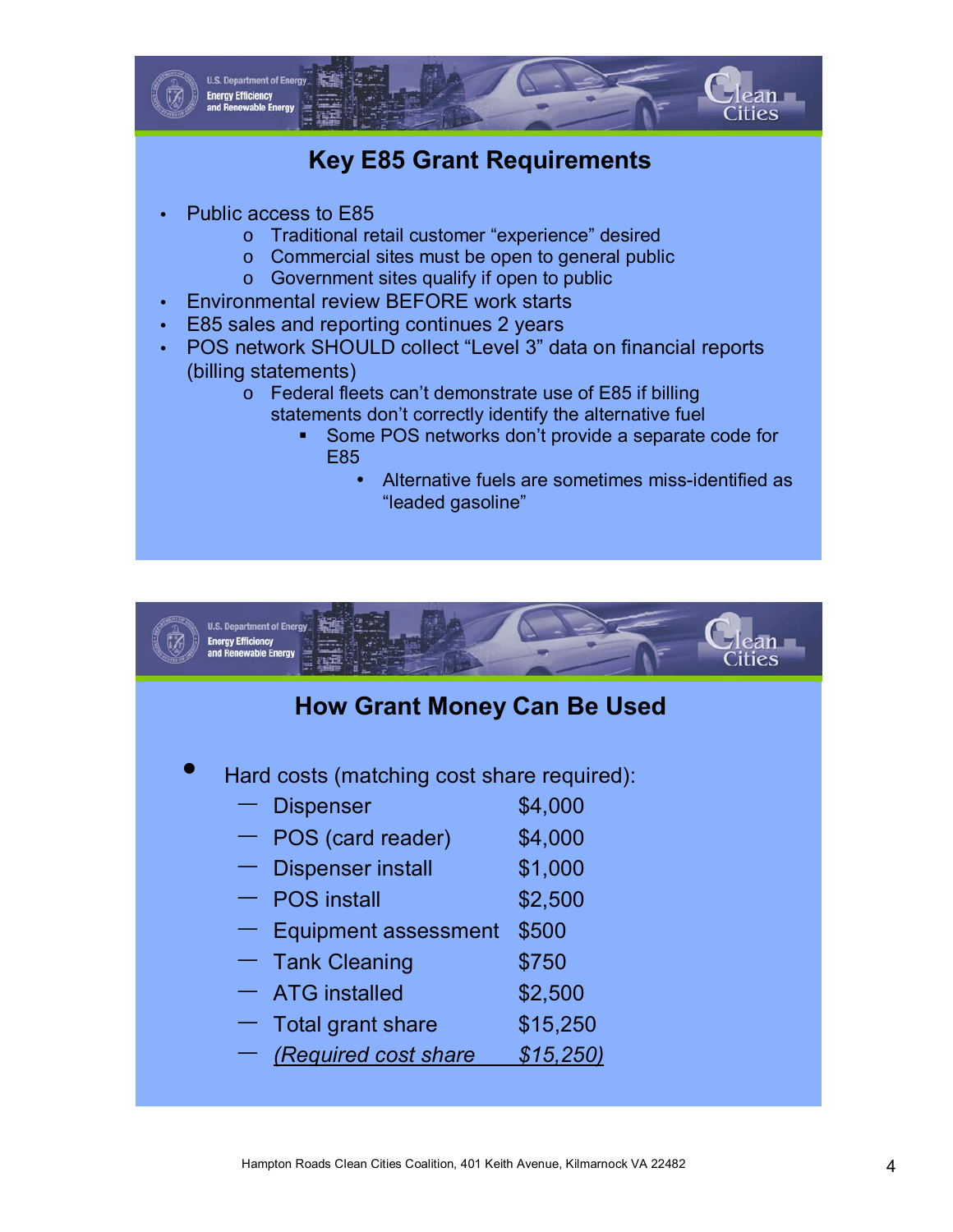## Key E85 Grant Requirements

- Public access to E85
  - Traditional retail customer "experience" desired
  - Commercial sites must be open to general public
  - Government sites qualify if open to public
- Environmental review BEFORE work starts
- E85 sales and reporting continues 2 years
- POS network SHOULD collect "Level 3" data on financial reports (billing statements)
  - Federal fleets can't demonstrate use of E85 if billing statements don't correctly identify the alternative fuel
    - Some POS networks don't provide a separate code for E85
      - Alternative fuels are sometimes miss-identified as "leaded gasoline"

## How Grant Money Can Be Used

- Hard costs (matching cost share required):
  - Dispenser $4,000
  - POS (card reader) $4,000
  - Dispenser install $1,000
  - POS install $2,500
  - Equipment assessment $500
  - Tank Cleaning $750
  - ATG installed $2,500
  - Total grant share $15,250
  - *(Required cost share $15,250)*

Hampton Roads Clean Cities Coalition, 401 Keith Avenue, Kilmarnock VA 22482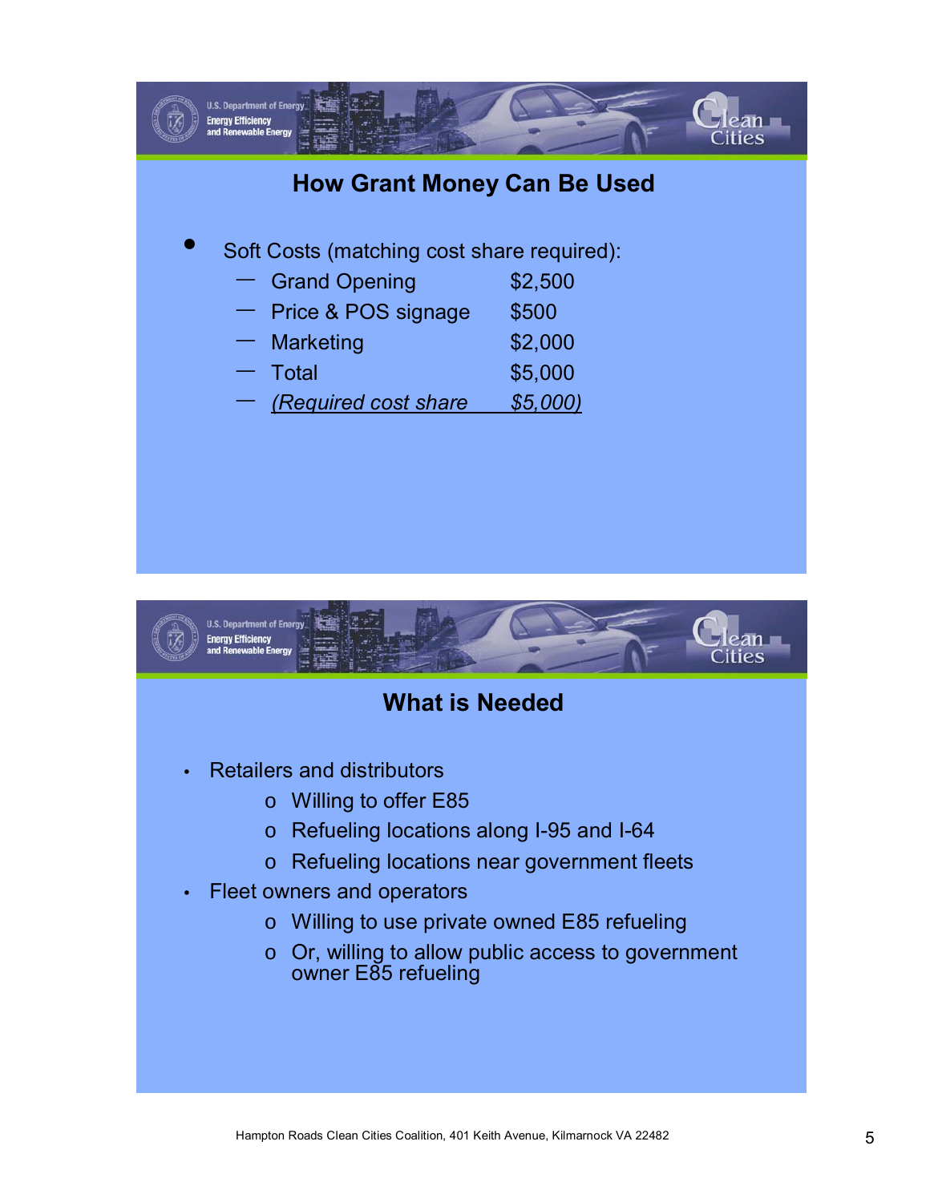## How Grant Money Can Be Used

- Soft Costs (matching cost share required):
  - Grand Opening $2,500
  - Price & POS signage $500
  - Marketing $2,000
  - Total $5,000
  - *(Required cost share $5,000)*

## What is Needed

- Retailers and distributors
  - Willing to offer E85
  - Refueling locations along I-95 and I-64
  - Refueling locations near government fleets
- Fleet owners and operators
  - Willing to use private owned E85 refueling
  - Or, willing to allow public access to government owner E85 refueling

Hampton Roads Clean Cities Coalition, 401 Keith Avenue, Kilmarnock VA 22482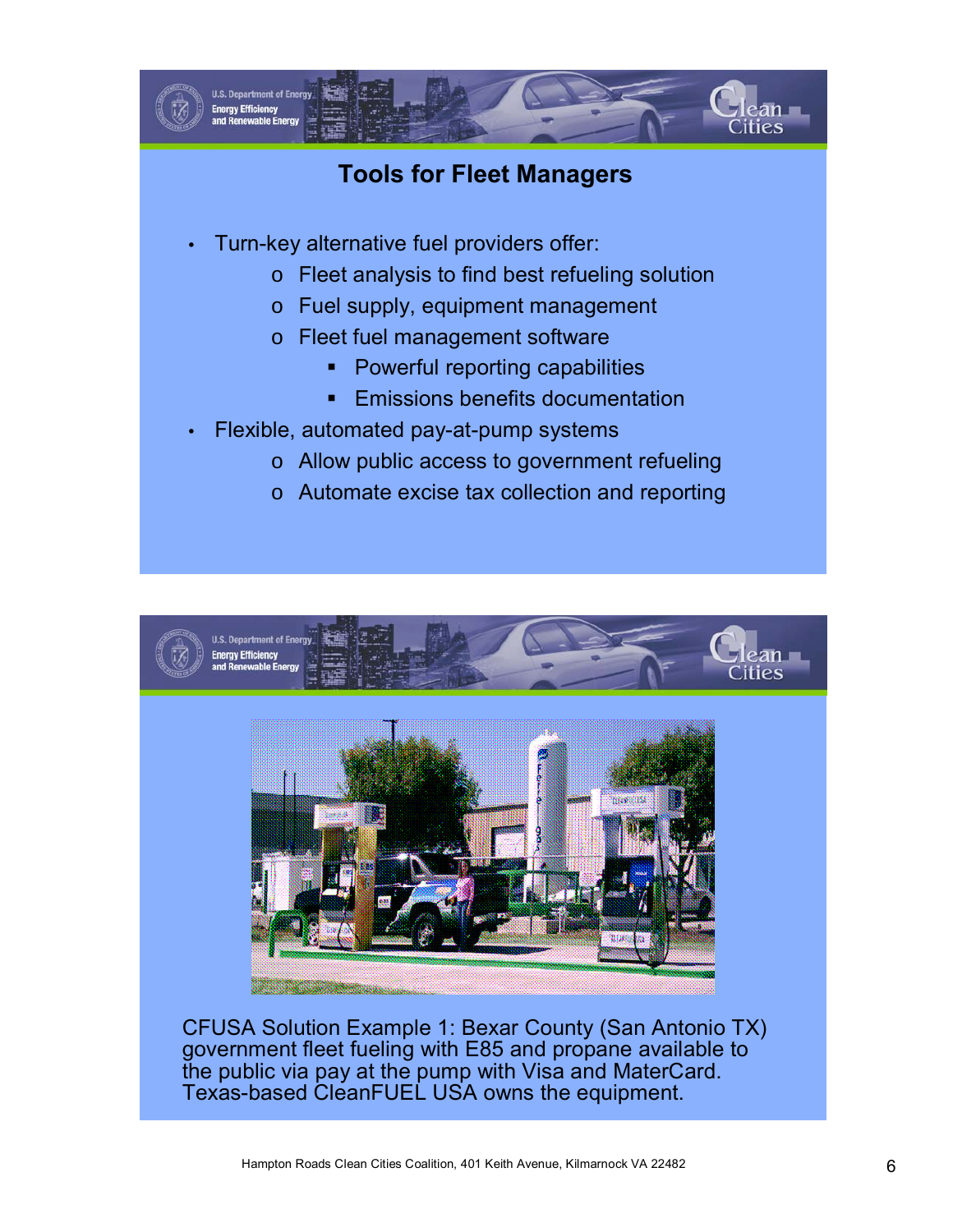## Tools for Fleet Managers

- Turn-key alternative fuel providers offer:
  - Fleet analysis to find best refueling solution
  - Fuel supply, equipment management
  - Fleet fuel management software
    - Powerful reporting capabilities
    - Emissions benefits documentation
- Flexible, automated pay-at-pump systems
  - Allow public access to government refueling
  - Automate excise tax collection and reporting

CFUSA Solution Example 1: Bexar County (San Antonio TX) government fleet fueling with E85 and propane available to the public via pay at the pump with Visa and MaterCard. Texas-based CleanFUEL USA owns the equipment.

Hampton Roads Clean Cities Coalition, 401 Keith Avenue, Kilmarnock VA 22482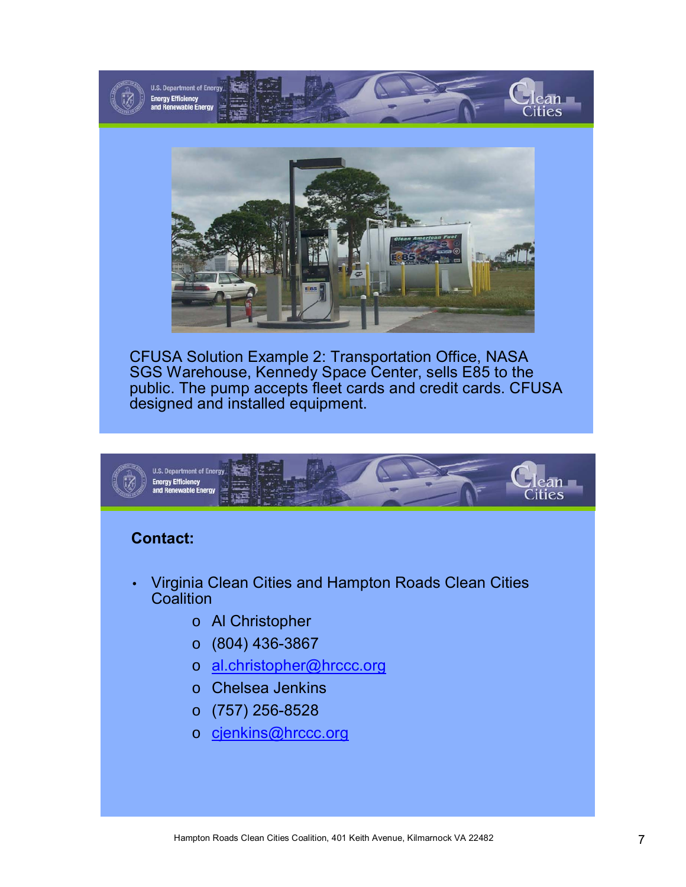CFUSA Solution Example 2: Transportation Office, NASA SGS Warehouse, Kennedy Space Center, sells E85 to the public. The pump accepts fleet cards and credit cards. CFUSA designed and installed equipment.

**Contact:**

- Virginia Clean Cities and Hampton Roads Clean Cities Coalition
  - Al Christopher
  - (804) 436-3867
  - al.christopher@hrccc.org
  - Chelsea Jenkins
  - (757) 256-8528
  - cjenkins@hrccc.org

Hampton Roads Clean Cities Coalition, 401 Keith Avenue, Kilmarnock VA 22482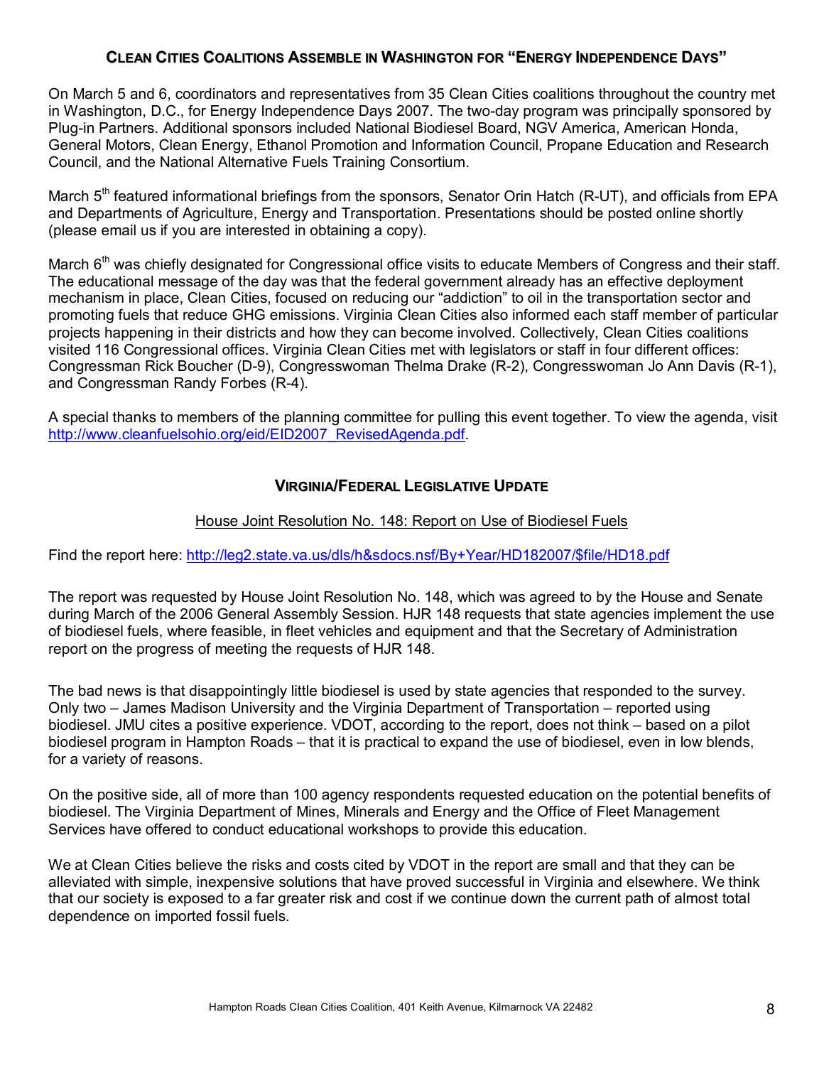## Clean Cities Coalitions Assemble in Washington for "Energy Independence Days"

On March 5 and 6, coordinators and representatives from 35 Clean Cities coalitions throughout the country met in Washington, D.C., for Energy Independence Days 2007. The two-day program was principally sponsored by Plug-in Partners. Additional sponsors included National Biodiesel Board, NGV America, American Honda, General Motors, Clean Energy, Ethanol Promotion and Information Council, Propane Education and Research Council, and the National Alternative Fuels Training Consortium.

March 5th featured informational briefings from the sponsors, Senator Orin Hatch (R-UT), and officials from EPA and Departments of Agriculture, Energy and Transportation. Presentations should be posted online shortly (please email us if you are interested in obtaining a copy).

March 6th was chiefly designated for Congressional office visits to educate Members of Congress and their staff. The educational message of the day was that the federal government already has an effective deployment mechanism in place, Clean Cities, focused on reducing our "addiction" to oil in the transportation sector and promoting fuels that reduce GHG emissions. Virginia Clean Cities also informed each staff member of particular projects happening in their districts and how they can become involved. Collectively, Clean Cities coalitions visited 116 Congressional offices. Virginia Clean Cities met with legislators or staff in four different offices: Congressman Rick Boucher (D-9), Congresswoman Thelma Drake (R-2), Congresswoman Jo Ann Davis (R-1), and Congressman Randy Forbes (R-4).

A special thanks to members of the planning committee for pulling this event together. To view the agenda, visit http://www.cleanfuelsohio.org/eid/EID2007_RevisedAgenda.pdf.

## Virginia/Federal Legislative Update

House Joint Resolution No. 148: Report on Use of Biodiesel Fuels

Find the report here: http://leg2.state.va.us/dls/h&sdocs.nsf/By+Year/HD182007/$file/HD18.pdf

The report was requested by House Joint Resolution No. 148, which was agreed to by the House and Senate during March of the 2006 General Assembly Session. HJR 148 requests that state agencies implement the use of biodiesel fuels, where feasible, in fleet vehicles and equipment and that the Secretary of Administration report on the progress of meeting the requests of HJR 148.

The bad news is that disappointingly little biodiesel is used by state agencies that responded to the survey. Only two – James Madison University and the Virginia Department of Transportation – reported using biodiesel. JMU cites a positive experience. VDOT, according to the report, does not think – based on a pilot biodiesel program in Hampton Roads – that it is practical to expand the use of biodiesel, even in low blends, for a variety of reasons.

On the positive side, all of more than 100 agency respondents requested education on the potential benefits of biodiesel. The Virginia Department of Mines, Minerals and Energy and the Office of Fleet Management Services have offered to conduct educational workshops to provide this education.

We at Clean Cities believe the risks and costs cited by VDOT in the report are small and that they can be alleviated with simple, inexpensive solutions that have proved successful in Virginia and elsewhere. We think that our society is exposed to a far greater risk and cost if we continue down the current path of almost total dependence on imported fossil fuels.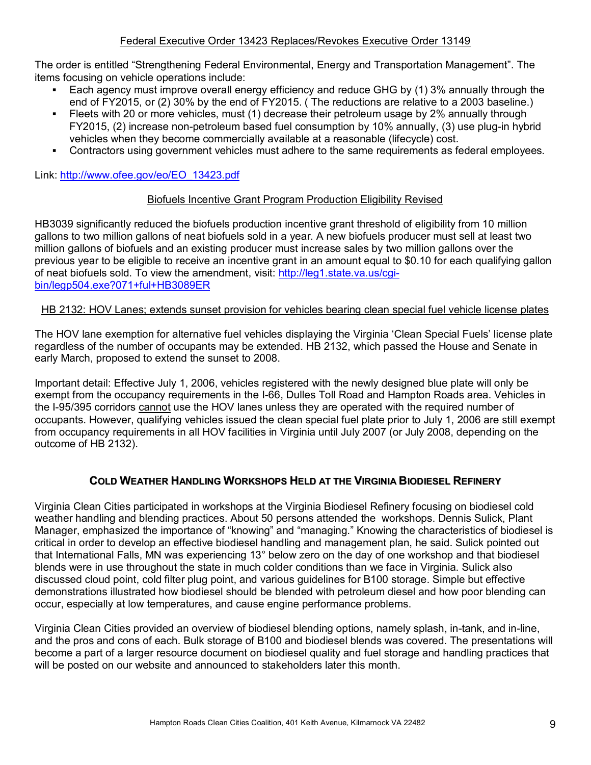## Federal Executive Order 13423 Replaces/Revokes Executive Order 13149

The order is entitled "Strengthening Federal Environmental, Energy and Transportation Management". The items focusing on vehicle operations include:

- Each agency must improve overall energy efficiency and reduce GHG by (1) 3% annually through the end of FY2015, or (2) 30% by the end of FY2015. ( The reductions are relative to a 2003 baseline.)
- Fleets with 20 or more vehicles, must (1) decrease their petroleum usage by 2% annually through FY2015, (2) increase non-petroleum based fuel consumption by 10% annually, (3) use plug-in hybrid vehicles when they become commercially available at a reasonable (lifecycle) cost.
- Contractors using government vehicles must adhere to the same requirements as federal employees.

Link: http://www.ofee.gov/eo/EO_13423.pdf

## Biofuels Incentive Grant Program Production Eligibility Revised

HB3039 significantly reduced the biofuels production incentive grant threshold of eligibility from 10 million gallons to two million gallons of neat biofuels sold in a year. A new biofuels producer must sell at least two million gallons of biofuels and an existing producer must increase sales by two million gallons over the previous year to be eligible to receive an incentive grant in an amount equal to $0.10 for each qualifying gallon of neat biofuels sold. To view the amendment, visit: http://leg1.state.va.us/cgi-bin/legp504.exe?071+ful+HB3089ER

## HB 2132: HOV Lanes; extends sunset provision for vehicles bearing clean special fuel vehicle license plates

The HOV lane exemption for alternative fuel vehicles displaying the Virginia 'Clean Special Fuels' license plate regardless of the number of occupants may be extended. HB 2132, which passed the House and Senate in early March, proposed to extend the sunset to 2008.

Important detail: Effective July 1, 2006, vehicles registered with the newly designed blue plate will only be exempt from the occupancy requirements in the I-66, Dulles Toll Road and Hampton Roads area. Vehicles in the I-95/395 corridors cannot use the HOV lanes unless they are operated with the required number of occupants. However, qualifying vehicles issued the clean special fuel plate prior to July 1, 2006 are still exempt from occupancy requirements in all HOV facilities in Virginia until July 2007 (or July 2008, depending on the outcome of HB 2132).

## Cold Weather Handling Workshops Held at the Virginia Biodiesel Refinery

Virginia Clean Cities participated in workshops at the Virginia Biodiesel Refinery focusing on biodiesel cold weather handling and blending practices. About 50 persons attended the workshops. Dennis Sulick, Plant Manager, emphasized the importance of "knowing" and "managing." Knowing the characteristics of biodiesel is critical in order to develop an effective biodiesel handling and management plan, he said. Sulick pointed out that International Falls, MN was experiencing 13° below zero on the day of one workshop and that biodiesel blends were in use throughout the state in much colder conditions than we face in Virginia. Sulick also discussed cloud point, cold filter plug point, and various guidelines for B100 storage. Simple but effective demonstrations illustrated how biodiesel should be blended with petroleum diesel and how poor blending can occur, especially at low temperatures, and cause engine performance problems.

Virginia Clean Cities provided an overview of biodiesel blending options, namely splash, in-tank, and in-line, and the pros and cons of each. Bulk storage of B100 and biodiesel blends was covered. The presentations will become a part of a larger resource document on biodiesel quality and fuel storage and handling practices that will be posted on our website and announced to stakeholders later this month.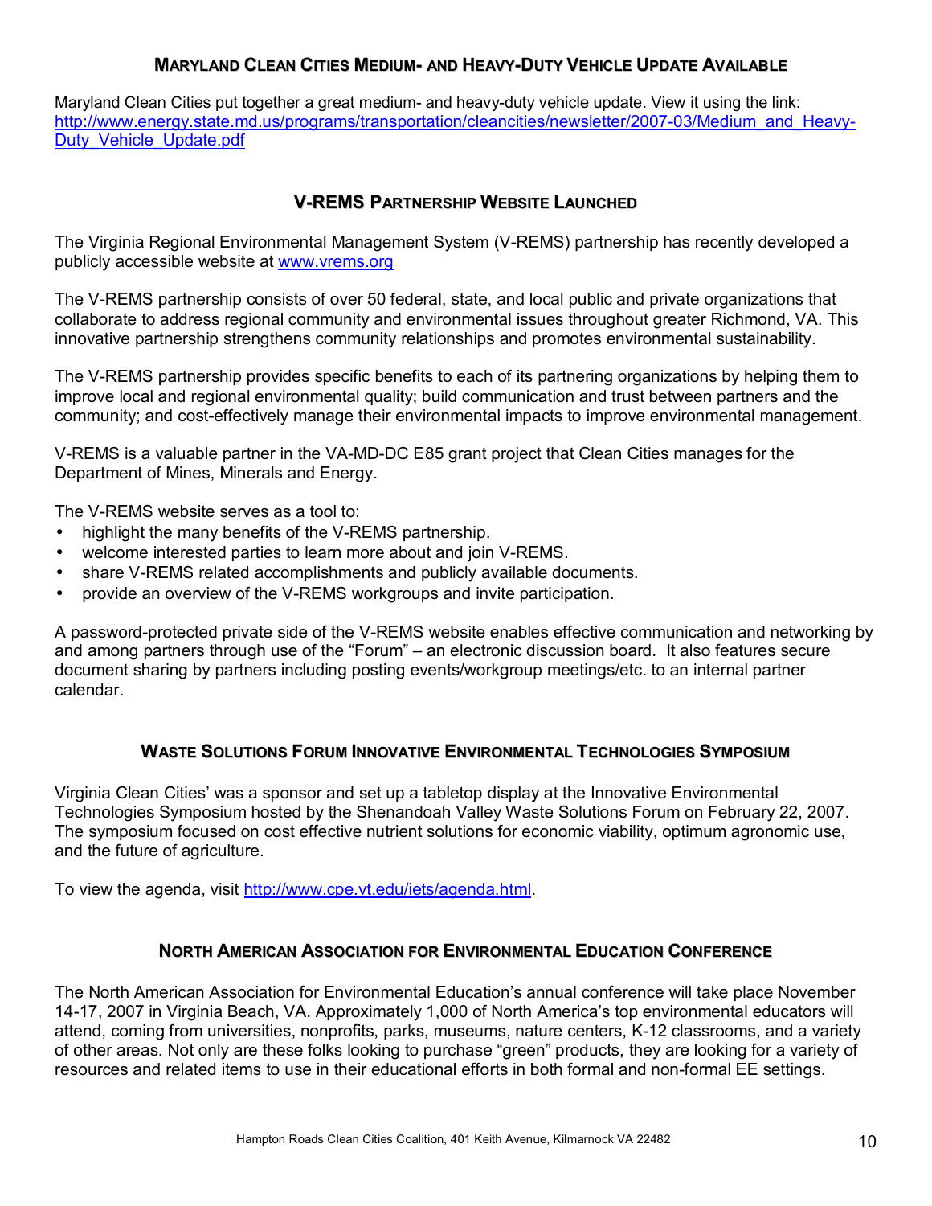## Maryland Clean Cities Medium- and Heavy-Duty Vehicle Update Available

Maryland Clean Cities put together a great medium- and heavy-duty vehicle update. View it using the link: http://www.energy.state.md.us/programs/transportation/cleancities/newsletter/2007-03/Medium_and_Heavy-Duty_Vehicle_Update.pdf

## V-REMS Partnership Website Launched

The Virginia Regional Environmental Management System (V-REMS) partnership has recently developed a publicly accessible website at www.vrems.org

The V-REMS partnership consists of over 50 federal, state, and local public and private organizations that collaborate to address regional community and environmental issues throughout greater Richmond, VA. This innovative partnership strengthens community relationships and promotes environmental sustainability.

The V-REMS partnership provides specific benefits to each of its partnering organizations by helping them to improve local and regional environmental quality; build communication and trust between partners and the community; and cost-effectively manage their environmental impacts to improve environmental management.

V-REMS is a valuable partner in the VA-MD-DC E85 grant project that Clean Cities manages for the Department of Mines, Minerals and Energy.

The V-REMS website serves as a tool to:

- highlight the many benefits of the V-REMS partnership.
- welcome interested parties to learn more about and join V-REMS.
- share V-REMS related accomplishments and publicly available documents.
- provide an overview of the V-REMS workgroups and invite participation.

A password-protected private side of the V-REMS website enables effective communication and networking by and among partners through use of the "Forum" – an electronic discussion board. It also features secure document sharing by partners including posting events/workgroup meetings/etc. to an internal partner calendar.

## Waste Solutions Forum Innovative Environmental Technologies Symposium

Virginia Clean Cities' was a sponsor and set up a tabletop display at the Innovative Environmental Technologies Symposium hosted by the Shenandoah Valley Waste Solutions Forum on February 22, 2007. The symposium focused on cost effective nutrient solutions for economic viability, optimum agronomic use, and the future of agriculture.

To view the agenda, visit http://www.cpe.vt.edu/iets/agenda.html.

## North American Association for Environmental Education Conference

The North American Association for Environmental Education's annual conference will take place November 14-17, 2007 in Virginia Beach, VA. Approximately 1,000 of North America's top environmental educators will attend, coming from universities, nonprofits, parks, museums, nature centers, K-12 classrooms, and a variety of other areas. Not only are these folks looking to purchase "green" products, they are looking for a variety of resources and related items to use in their educational efforts in both formal and non-formal EE settings.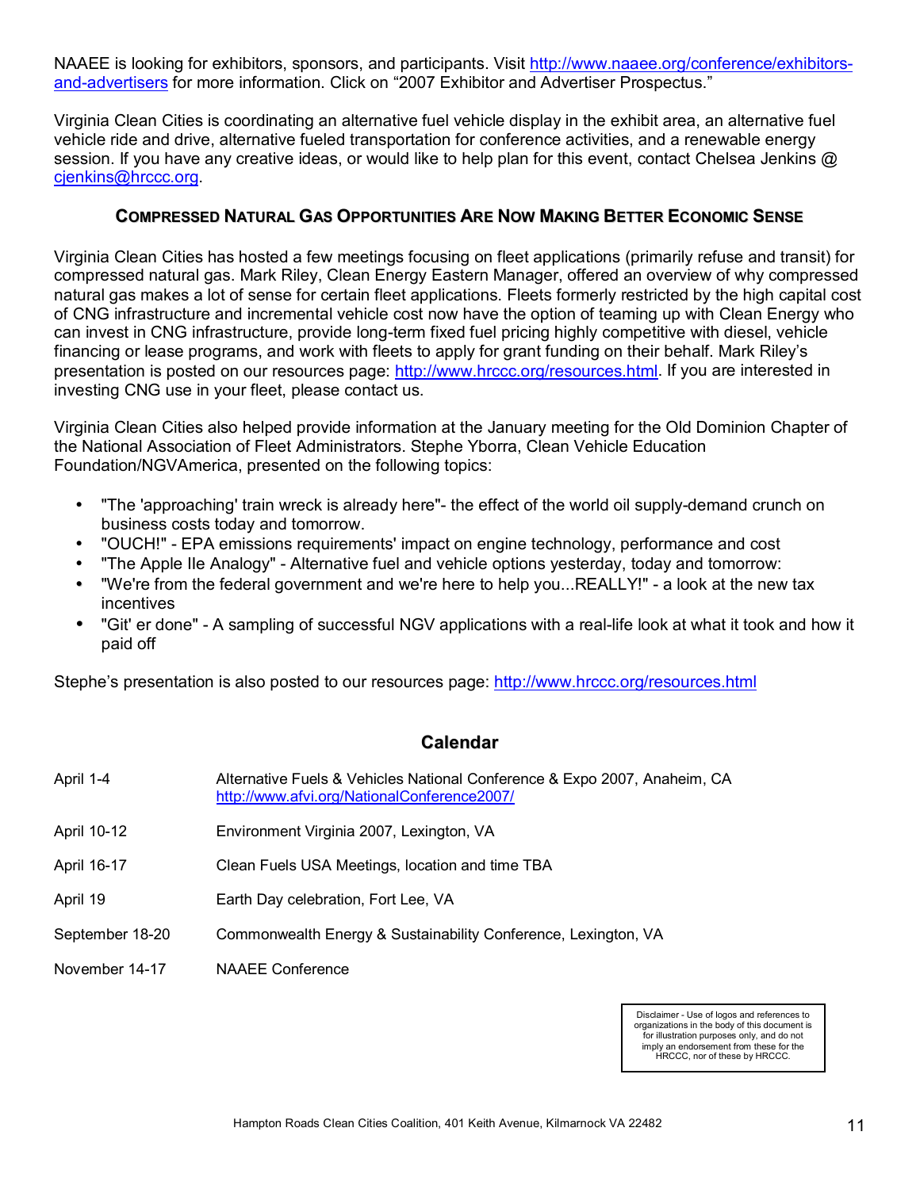NAAEE is looking for exhibitors, sponsors, and participants. Visit http://www.naaee.org/conference/exhibitors-and-advertisers for more information. Click on "2007 Exhibitor and Advertiser Prospectus."

Virginia Clean Cities is coordinating an alternative fuel vehicle display in the exhibit area, an alternative fuel vehicle ride and drive, alternative fueled transportation for conference activities, and a renewable energy session. If you have any creative ideas, or would like to help plan for this event, contact Chelsea Jenkins @ cjenkins@hrccc.org.

## COMPRESSED NATURAL GAS OPPORTUNITIES ARE NOW MAKING BETTER ECONOMIC SENSE

Virginia Clean Cities has hosted a few meetings focusing on fleet applications (primarily refuse and transit) for compressed natural gas. Mark Riley, Clean Energy Eastern Manager, offered an overview of why compressed natural gas makes a lot of sense for certain fleet applications. Fleets formerly restricted by the high capital cost of CNG infrastructure and incremental vehicle cost now have the option of teaming up with Clean Energy who can invest in CNG infrastructure, provide long-term fixed fuel pricing highly competitive with diesel, vehicle financing or lease programs, and work with fleets to apply for grant funding on their behalf. Mark Riley's presentation is posted on our resources page: http://www.hrccc.org/resources.html. If you are interested in investing CNG use in your fleet, please contact us.

Virginia Clean Cities also helped provide information at the January meeting for the Old Dominion Chapter of the National Association of Fleet Administrators. Stephe Yborra, Clean Vehicle Education Foundation/NGVAmerica, presented on the following topics:

- "The 'approaching' train wreck is already here"- the effect of the world oil supply-demand crunch on business costs today and tomorrow.
- "OUCH!" - EPA emissions requirements' impact on engine technology, performance and cost
- "The Apple IIe Analogy" - Alternative fuel and vehicle options yesterday, today and tomorrow:
- "We're from the federal government and we're here to help you...REALLY!" - a look at the new tax incentives
- "Git' er done" - A sampling of successful NGV applications with a real-life look at what it took and how it paid off

Stephe's presentation is also posted to our resources page: http://www.hrccc.org/resources.html

## Calendar

| | |
|---|---|
| April 1-4 | Alternative Fuels & Vehicles National Conference & Expo 2007, Anaheim, CA http://www.afvi.org/NationalConference2007/ |
| April 10-12 | Environment Virginia 2007, Lexington, VA |
| April 16-17 | Clean Fuels USA Meetings, location and time TBA |
| April 19 | Earth Day celebration, Fort Lee, VA |
| September 18-20 | Commonwealth Energy & Sustainability Conference, Lexington, VA |
| November 14-17 | NAAEE Conference |

Disclaimer - Use of logos and references to organizations in the body of this document is for illustration purposes only, and do not imply an endorsement from these for the HRCCC, nor of these by HRCCC.

Hampton Roads Clean Cities Coalition, 401 Keith Avenue, Kilmarnock VA 22482